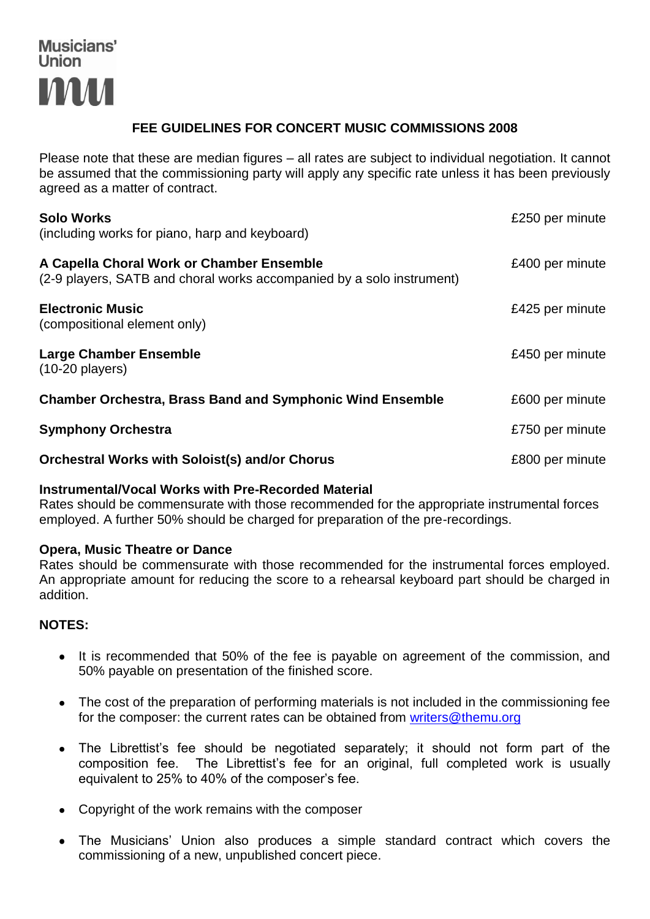Musicians' Union

# FEE GUIDELINES FOR CONCERT MUSIC COMMISSIONS 2008

Please note that these are median figures – all rates are subject to individual negotiation. It cannot be assumed that the commissioning party will apply any specific rate unless it has been previously agreed as a matter of contract.

| | |
|---|---|
| **Solo Works**<br>(including works for piano, harp and keyboard) | £250 per minute |
| **A Capella Choral Work or Chamber Ensemble**<br>(2-9 players, SATB and choral works accompanied by a solo instrument) | £400 per minute |
| **Electronic Music**<br>(compositional element only) | £425 per minute |
| **Large Chamber Ensemble**<br>(10-20 players) | £450 per minute |
| **Chamber Orchestra, Brass Band and Symphonic Wind Ensemble** | £600 per minute |
| **Symphony Orchestra** | £750 per minute |
| **Orchestral Works with Soloist(s) and/or Chorus** | £800 per minute |

**Instrumental/Vocal Works with Pre-Recorded Material**
Rates should be commensurate with those recommended for the appropriate instrumental forces employed. A further 50% should be charged for preparation of the pre-recordings.

**Opera, Music Theatre or Dance**
Rates should be commensurate with those recommended for the instrumental forces employed. An appropriate amount for reducing the score to a rehearsal keyboard part should be charged in addition.

**NOTES:**

- It is recommended that 50% of the fee is payable on agreement of the commission, and 50% payable on presentation of the finished score.
- The cost of the preparation of performing materials is not included in the commissioning fee for the composer: the current rates can be obtained from writers@themu.org
- The Librettist's fee should be negotiated separately; it should not form part of the composition fee. The Librettist's fee for an original, full completed work is usually equivalent to 25% to 40% of the composer's fee.
- Copyright of the work remains with the composer
- The Musicians' Union also produces a simple standard contract which covers the commissioning of a new, unpublished concert piece.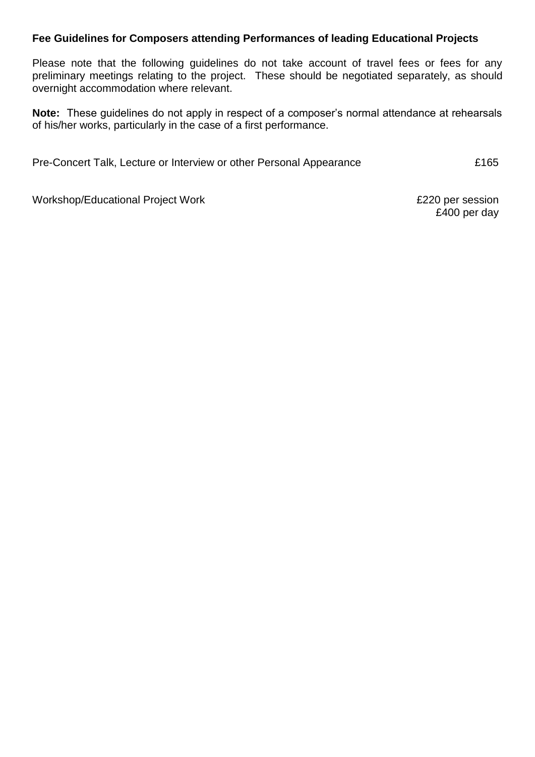**Fee Guidelines for Composers attending Performances of leading Educational Projects**

Please note that the following guidelines do not take account of travel fees or fees for any preliminary meetings relating to the project. These should be negotiated separately, as should overnight accommodation where relevant.

**Note:** These guidelines do not apply in respect of a composer's normal attendance at rehearsals of his/her works, particularly in the case of a first performance.

| | |
|---|---|
| Pre-Concert Talk, Lecture or Interview or other Personal Appearance | £165 |
| Workshop/Educational Project Work | £220 per session<br>£400 per day |